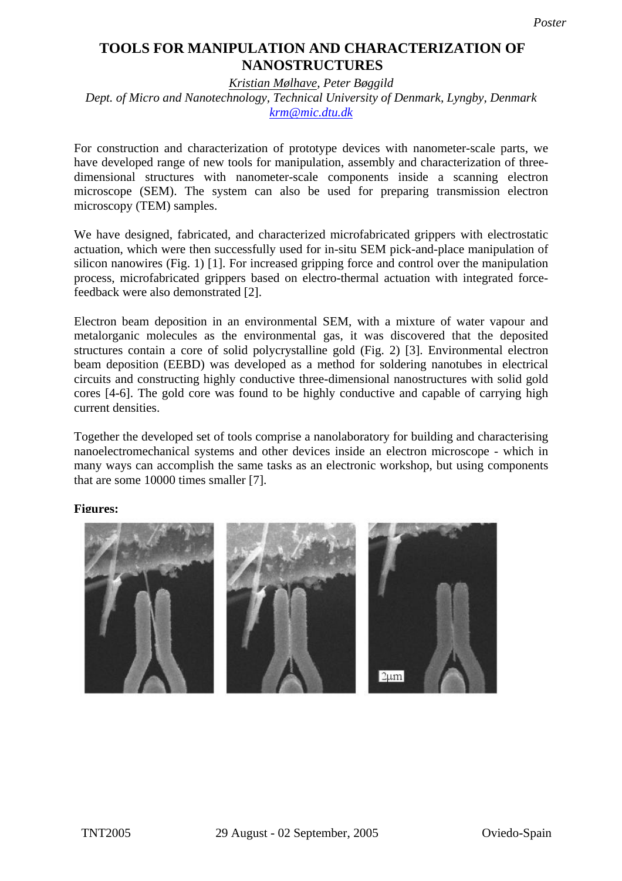*Poster*

# TOOLS FOR MANIPULATION AND CHARACTERIZATION OF NANOSTRUCTURES

*Kristian Mølhave, Peter Bøggild*
*Dept. of Micro and Nanotechnology, Technical University of Denmark, Lyngby, Denmark*
*krm@mic.dtu.dk*

For construction and characterization of prototype devices with nanometer-scale parts, we have developed range of new tools for manipulation, assembly and characterization of three-dimensional structures with nanometer-scale components inside a scanning electron microscope (SEM). The system can also be used for preparing transmission electron microscopy (TEM) samples.

We have designed, fabricated, and characterized microfabricated grippers with electrostatic actuation, which were then successfully used for in-situ SEM pick-and-place manipulation of silicon nanowires (Fig. 1) [1]. For increased gripping force and control over the manipulation process, microfabricated grippers based on electro-thermal actuation with integrated force-feedback were also demonstrated [2].

Electron beam deposition in an environmental SEM, with a mixture of water vapour and metalorganic molecules as the environmental gas, it was discovered that the deposited structures contain a core of solid polycrystalline gold (Fig. 2) [3]. Environmental electron beam deposition (EEBD) was developed as a method for soldering nanotubes in electrical circuits and constructing highly conductive three-dimensional nanostructures with solid gold cores [4-6]. The gold core was found to be highly conductive and capable of carrying high current densities.

Together the developed set of tools comprise a nanolaboratory for building and characterising nanoelectromechanical systems and other devices inside an electron microscope - which in many ways can accomplish the same tasks as an electronic workshop, but using components that are some 10000 times smaller [7].

**Figures:**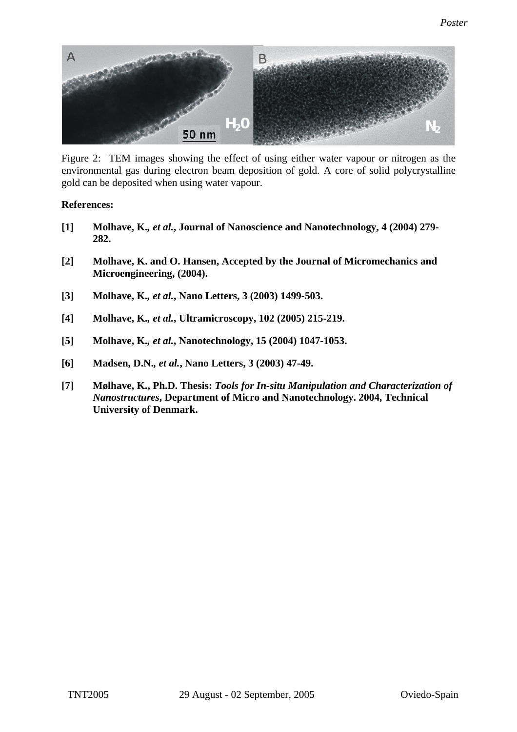Figure 2: TEM images showing the effect of using either water vapour or nitrogen as the environmental gas during electron beam deposition of gold. A core of solid polycrystalline gold can be deposited when using water vapour.

**References:**

**[1]** **Molhave, K.,** ***et al.*****, Journal of Nanoscience and Nanotechnology, 4 (2004) 279-282.**

**[2]** **Molhave, K. and O. Hansen, Accepted by the Journal of Micromechanics and Microengineering, (2004).**

**[3]** **Molhave, K.,** ***et al.*****, Nano Letters, 3 (2003) 1499-503.**

**[4]** **Molhave, K.,** ***et al.*****, Ultramicroscopy, 102 (2005) 215-219.**

**[5]** **Molhave, K.,** ***et al.*****, Nanotechnology, 15 (2004) 1047-1053.**

**[6]** **Madsen, D.N.,** ***et al.*****, Nano Letters, 3 (2003) 47-49.**

**[7]** **Mølhave, K., Ph.D. Thesis:** ***Tools for In-situ Manipulation and Characterization of Nanostructures*****, Department of Micro and Nanotechnology. 2004, Technical University of Denmark.**